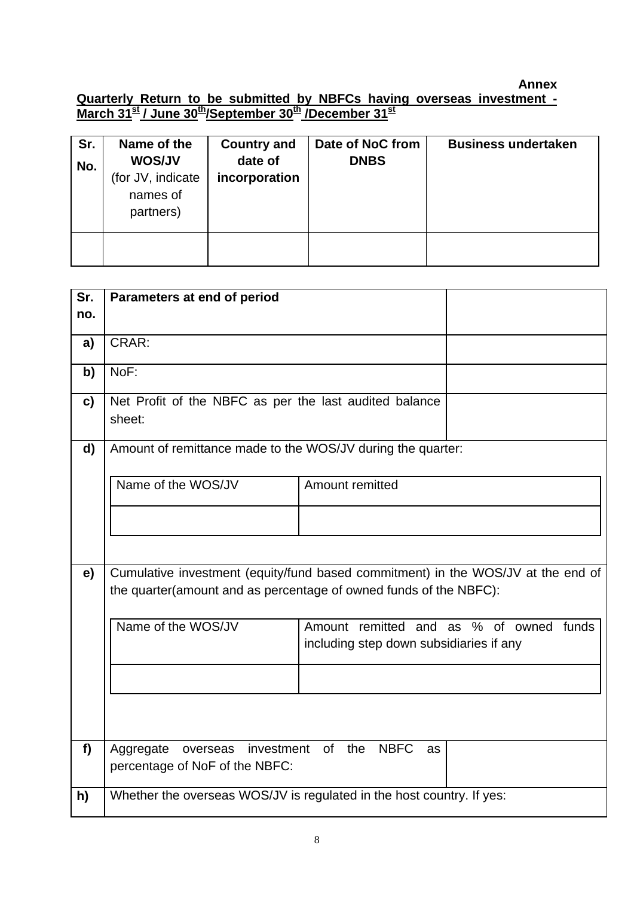**Annex**

**Quarterly Return to be submitted by NBFCs having overseas investment - March 31st / June 30th/September 30th /December 31st**

| Sr. No. | Name of the WOS/JV (for JV, indicate names of partners) | Country and date of incorporation | Date of NoC from DNBS | Business undertaken |
|---|---|---|---|---|
| | | | | |

| Sr. no. | Parameters at end of period | |
|---|---|---|
| a) | CRAR: | |
| b) | NoF: | |
| c) | Net Profit of the NBFC as per the last audited balance sheet: | |
| d) | Amount of remittance made to the WOS/JV during the quarter: | |
| | Name of the WOS/JV | Amount remitted |
| | | |
| e) | Cumulative investment (equity/fund based commitment) in the WOS/JV at the end of the quarter(amount and as percentage of owned funds of the NBFC): | |
| | Name of the WOS/JV | Amount remitted and as % of owned funds including step down subsidiaries if any |
| | | |
| f) | Aggregate overseas investment of the NBFC as percentage of NoF of the NBFC: | |
| h) | Whether the overseas WOS/JV is regulated in the host country. If yes: | |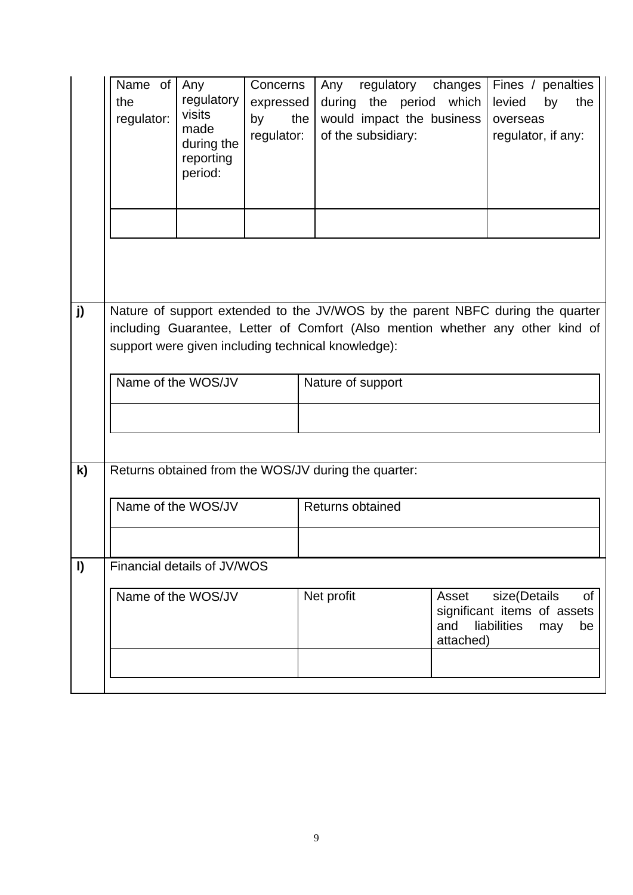| Name of the regulator: | Any regulatory visits made during the reporting period: | Concerns expressed by the regulator: | Any regulatory changes during the period which would impact the business of the subsidiary: | Fines / penalties levied by the overseas regulator, if any: |
|---|---|---|---|---|
| | | | | |

**j)** Nature of support extended to the JV/WOS by the parent NBFC during the quarter including Guarantee, Letter of Comfort (Also mention whether any other kind of support were given including technical knowledge):

| Name of the WOS/JV | Nature of support |
|---|---|
| | |

**k)** Returns obtained from the WOS/JV during the quarter:

| Name of the WOS/JV | Returns obtained |
|---|---|
| | |

**l)** Financial details of JV/WOS

| Name of the WOS/JV | Net profit | Asset size(Details of significant items of assets and liabilities may be attached) |
|---|---|---|
| | | |